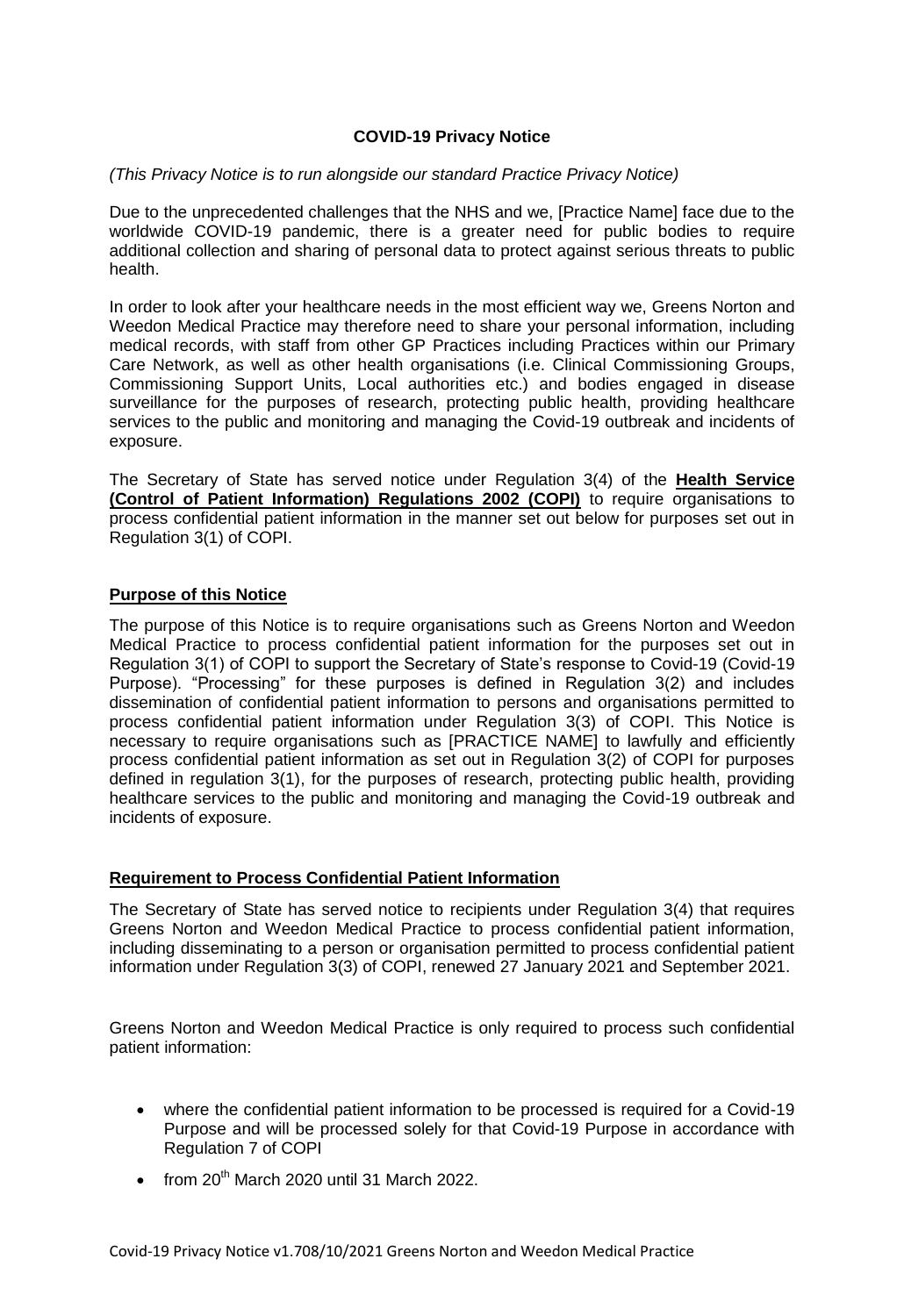**COVID-19 Privacy Notice**

*(This Privacy Notice is to run alongside our standard Practice Privacy Notice)*

Due to the unprecedented challenges that the NHS and we, [Practice Name] face due to the worldwide COVID-19 pandemic, there is a greater need for public bodies to require additional collection and sharing of personal data to protect against serious threats to public health.

In order to look after your healthcare needs in the most efficient way we, Greens Norton and Weedon Medical Practice may therefore need to share your personal information, including medical records, with staff from other GP Practices including Practices within our Primary Care Network, as well as other health organisations (i.e. Clinical Commissioning Groups, Commissioning Support Units, Local authorities etc.) and bodies engaged in disease surveillance for the purposes of research, protecting public health, providing healthcare services to the public and monitoring and managing the Covid-19 outbreak and incidents of exposure.

The Secretary of State has served notice under Regulation 3(4) of the **Health Service (Control of Patient Information) Regulations 2002 (COPI)** to require organisations to process confidential patient information in the manner set out below for purposes set out in Regulation 3(1) of COPI.

## Purpose of this Notice

The purpose of this Notice is to require organisations such as Greens Norton and Weedon Medical Practice to process confidential patient information for the purposes set out in Regulation 3(1) of COPI to support the Secretary of State's response to Covid-19 (Covid-19 Purpose). "Processing" for these purposes is defined in Regulation 3(2) and includes dissemination of confidential patient information to persons and organisations permitted to process confidential patient information under Regulation 3(3) of COPI. This Notice is necessary to require organisations such as [PRACTICE NAME] to lawfully and efficiently process confidential patient information as set out in Regulation 3(2) of COPI for purposes defined in regulation 3(1), for the purposes of research, protecting public health, providing healthcare services to the public and monitoring and managing the Covid-19 outbreak and incidents of exposure.

## Requirement to Process Confidential Patient Information

The Secretary of State has served notice to recipients under Regulation 3(4) that requires Greens Norton and Weedon Medical Practice to process confidential patient information, including disseminating to a person or organisation permitted to process confidential patient information under Regulation 3(3) of COPI, renewed 27 January 2021 and September 2021.

Greens Norton and Weedon Medical Practice is only required to process such confidential patient information:

- where the confidential patient information to be processed is required for a Covid-19 Purpose and will be processed solely for that Covid-19 Purpose in accordance with Regulation 7 of COPI
- from 20th March 2020 until 31 March 2022.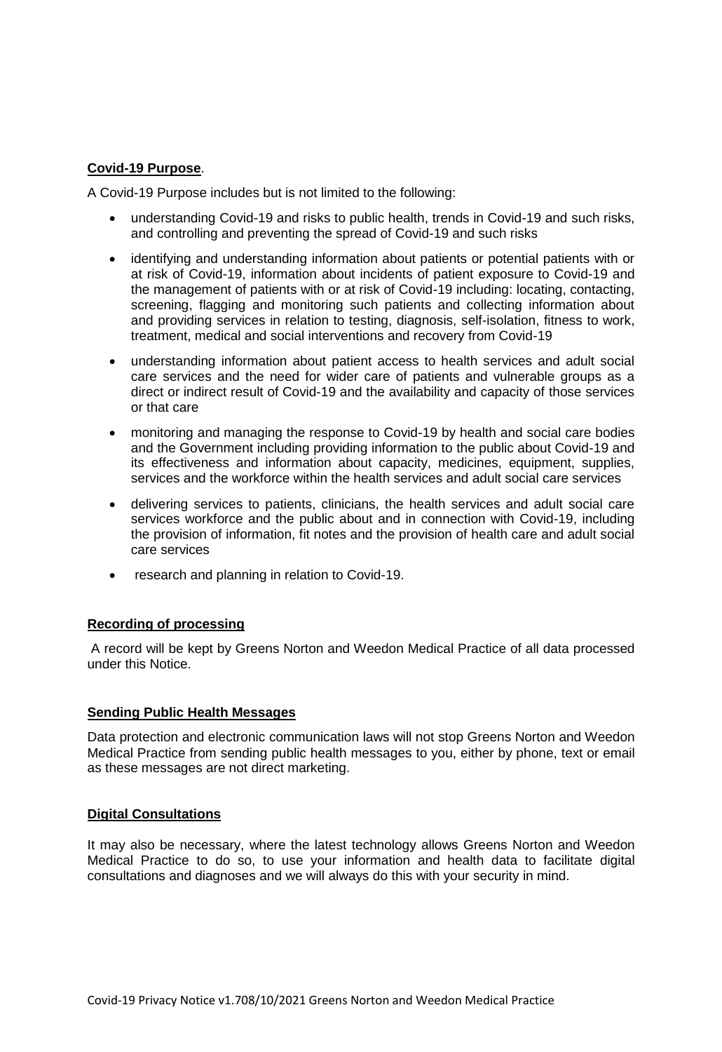**Covid-19 Purpose**.

A Covid-19 Purpose includes but is not limited to the following:

- understanding Covid-19 and risks to public health, trends in Covid-19 and such risks, and controlling and preventing the spread of Covid-19 and such risks
- identifying and understanding information about patients or potential patients with or at risk of Covid-19, information about incidents of patient exposure to Covid-19 and the management of patients with or at risk of Covid-19 including: locating, contacting, screening, flagging and monitoring such patients and collecting information about and providing services in relation to testing, diagnosis, self-isolation, fitness to work, treatment, medical and social interventions and recovery from Covid-19
- understanding information about patient access to health services and adult social care services and the need for wider care of patients and vulnerable groups as a direct or indirect result of Covid-19 and the availability and capacity of those services or that care
- monitoring and managing the response to Covid-19 by health and social care bodies and the Government including providing information to the public about Covid-19 and its effectiveness and information about capacity, medicines, equipment, supplies, services and the workforce within the health services and adult social care services
- delivering services to patients, clinicians, the health services and adult social care services workforce and the public about and in connection with Covid-19, including the provision of information, fit notes and the provision of health care and adult social care services
- research and planning in relation to Covid-19.

**Recording of processing**

A record will be kept by Greens Norton and Weedon Medical Practice of all data processed under this Notice.

**Sending Public Health Messages**

Data protection and electronic communication laws will not stop Greens Norton and Weedon Medical Practice from sending public health messages to you, either by phone, text or email as these messages are not direct marketing.

**Digital Consultations**

It may also be necessary, where the latest technology allows Greens Norton and Weedon Medical Practice to do so, to use your information and health data to facilitate digital consultations and diagnoses and we will always do this with your security in mind.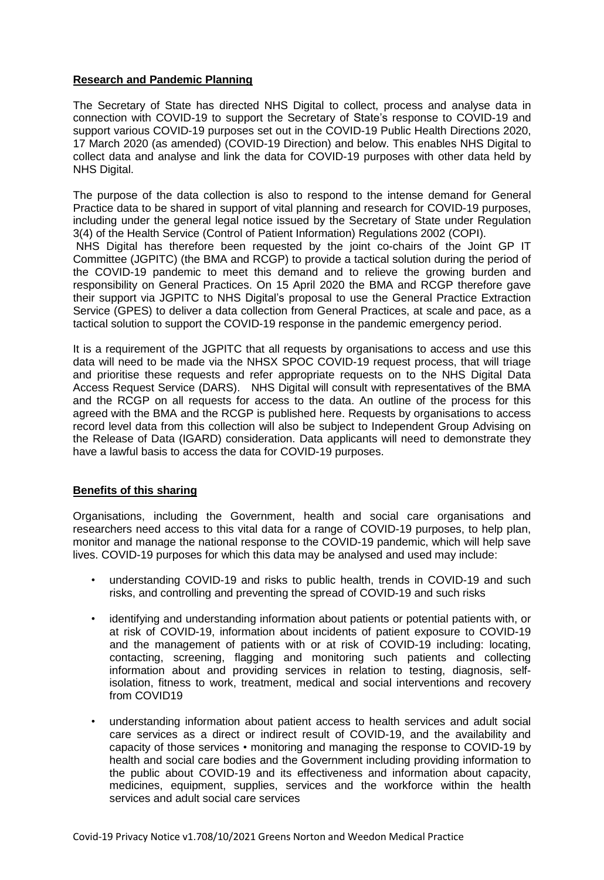**Research and Pandemic Planning**

The Secretary of State has directed NHS Digital to collect, process and analyse data in connection with COVID-19 to support the Secretary of State's response to COVID-19 and support various COVID-19 purposes set out in the COVID-19 Public Health Directions 2020, 17 March 2020 (as amended) (COVID-19 Direction) and below. This enables NHS Digital to collect data and analyse and link the data for COVID-19 purposes with other data held by NHS Digital.

The purpose of the data collection is also to respond to the intense demand for General Practice data to be shared in support of vital planning and research for COVID-19 purposes, including under the general legal notice issued by the Secretary of State under Regulation 3(4) of the Health Service (Control of Patient Information) Regulations 2002 (COPI).
NHS Digital has therefore been requested by the joint co-chairs of the Joint GP IT Committee (JGPITC) (the BMA and RCGP) to provide a tactical solution during the period of the COVID-19 pandemic to meet this demand and to relieve the growing burden and responsibility on General Practices. On 15 April 2020 the BMA and RCGP therefore gave their support via JGPITC to NHS Digital's proposal to use the General Practice Extraction Service (GPES) to deliver a data collection from General Practices, at scale and pace, as a tactical solution to support the COVID-19 response in the pandemic emergency period.

It is a requirement of the JGPITC that all requests by organisations to access and use this data will need to be made via the NHSX SPOC COVID-19 request process, that will triage and prioritise these requests and refer appropriate requests on to the NHS Digital Data Access Request Service (DARS). NHS Digital will consult with representatives of the BMA and the RCGP on all requests for access to the data. An outline of the process for this agreed with the BMA and the RCGP is published here. Requests by organisations to access record level data from this collection will also be subject to Independent Group Advising on the Release of Data (IGARD) consideration. Data applicants will need to demonstrate they have a lawful basis to access the data for COVID-19 purposes.

**Benefits of this sharing**

Organisations, including the Government, health and social care organisations and researchers need access to this vital data for a range of COVID-19 purposes, to help plan, monitor and manage the national response to the COVID-19 pandemic, which will help save lives. COVID-19 purposes for which this data may be analysed and used may include:

- understanding COVID-19 and risks to public health, trends in COVID-19 and such risks, and controlling and preventing the spread of COVID-19 and such risks
- identifying and understanding information about patients or potential patients with, or at risk of COVID-19, information about incidents of patient exposure to COVID-19 and the management of patients with or at risk of COVID-19 including: locating, contacting, screening, flagging and monitoring such patients and collecting information about and providing services in relation to testing, diagnosis, self-isolation, fitness to work, treatment, medical and social interventions and recovery from COVID19
- understanding information about patient access to health services and adult social care services as a direct or indirect result of COVID-19, and the availability and capacity of those services • monitoring and managing the response to COVID-19 by health and social care bodies and the Government including providing information to the public about COVID-19 and its effectiveness and information about capacity, medicines, equipment, supplies, services and the workforce within the health services and adult social care services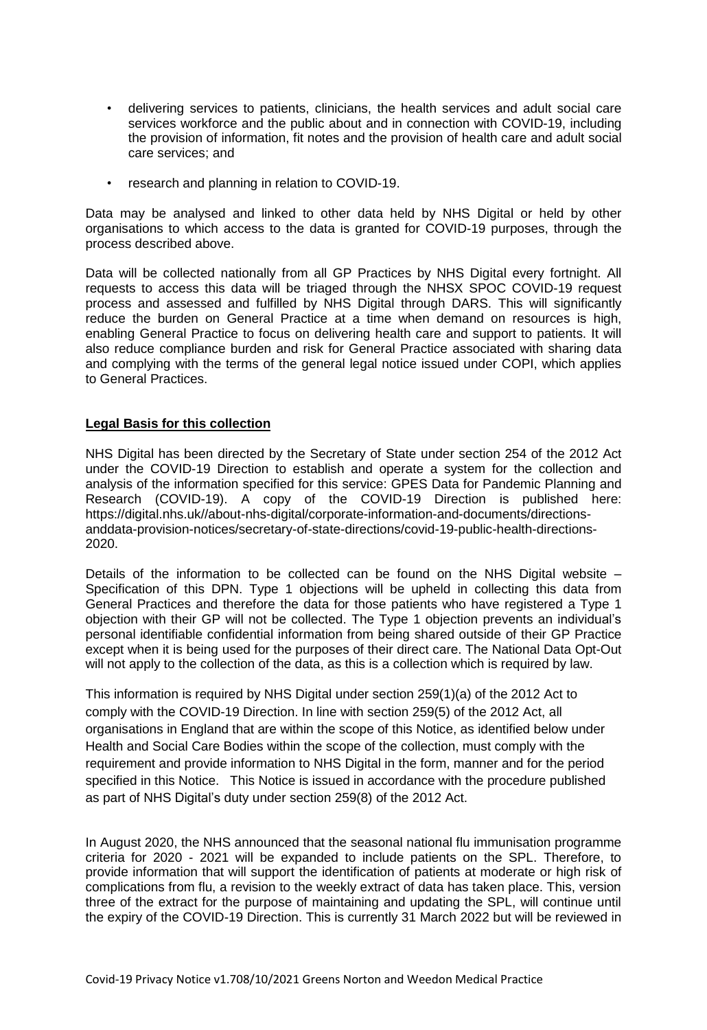- delivering services to patients, clinicians, the health services and adult social care services workforce and the public about and in connection with COVID-19, including the provision of information, fit notes and the provision of health care and adult social care services; and
- research and planning in relation to COVID-19.

Data may be analysed and linked to other data held by NHS Digital or held by other organisations to which access to the data is granted for COVID-19 purposes, through the process described above.

Data will be collected nationally from all GP Practices by NHS Digital every fortnight. All requests to access this data will be triaged through the NHSX SPOC COVID-19 request process and assessed and fulfilled by NHS Digital through DARS. This will significantly reduce the burden on General Practice at a time when demand on resources is high, enabling General Practice to focus on delivering health care and support to patients. It will also reduce compliance burden and risk for General Practice associated with sharing data and complying with the terms of the general legal notice issued under COPI, which applies to General Practices.

**Legal Basis for this collection**

NHS Digital has been directed by the Secretary of State under section 254 of the 2012 Act under the COVID-19 Direction to establish and operate a system for the collection and analysis of the information specified for this service: GPES Data for Pandemic Planning and Research (COVID-19). A copy of the COVID-19 Direction is published here: https://digital.nhs.uk//about-nhs-digital/corporate-information-and-documents/directions-anddata-provision-notices/secretary-of-state-directions/covid-19-public-health-directions-2020.

Details of the information to be collected can be found on the NHS Digital website – Specification of this DPN. Type 1 objections will be upheld in collecting this data from General Practices and therefore the data for those patients who have registered a Type 1 objection with their GP will not be collected. The Type 1 objection prevents an individual's personal identifiable confidential information from being shared outside of their GP Practice except when it is being used for the purposes of their direct care. The National Data Opt-Out will not apply to the collection of the data, as this is a collection which is required by law.

This information is required by NHS Digital under section 259(1)(a) of the 2012 Act to comply with the COVID-19 Direction. In line with section 259(5) of the 2012 Act, all organisations in England that are within the scope of this Notice, as identified below under Health and Social Care Bodies within the scope of the collection, must comply with the requirement and provide information to NHS Digital in the form, manner and for the period specified in this Notice. This Notice is issued in accordance with the procedure published as part of NHS Digital's duty under section 259(8) of the 2012 Act.

In August 2020, the NHS announced that the seasonal national flu immunisation programme criteria for 2020 - 2021 will be expanded to include patients on the SPL. Therefore, to provide information that will support the identification of patients at moderate or high risk of complications from flu, a revision to the weekly extract of data has taken place. This, version three of the extract for the purpose of maintaining and updating the SPL, will continue until the expiry of the COVID-19 Direction. This is currently 31 March 2022 but will be reviewed in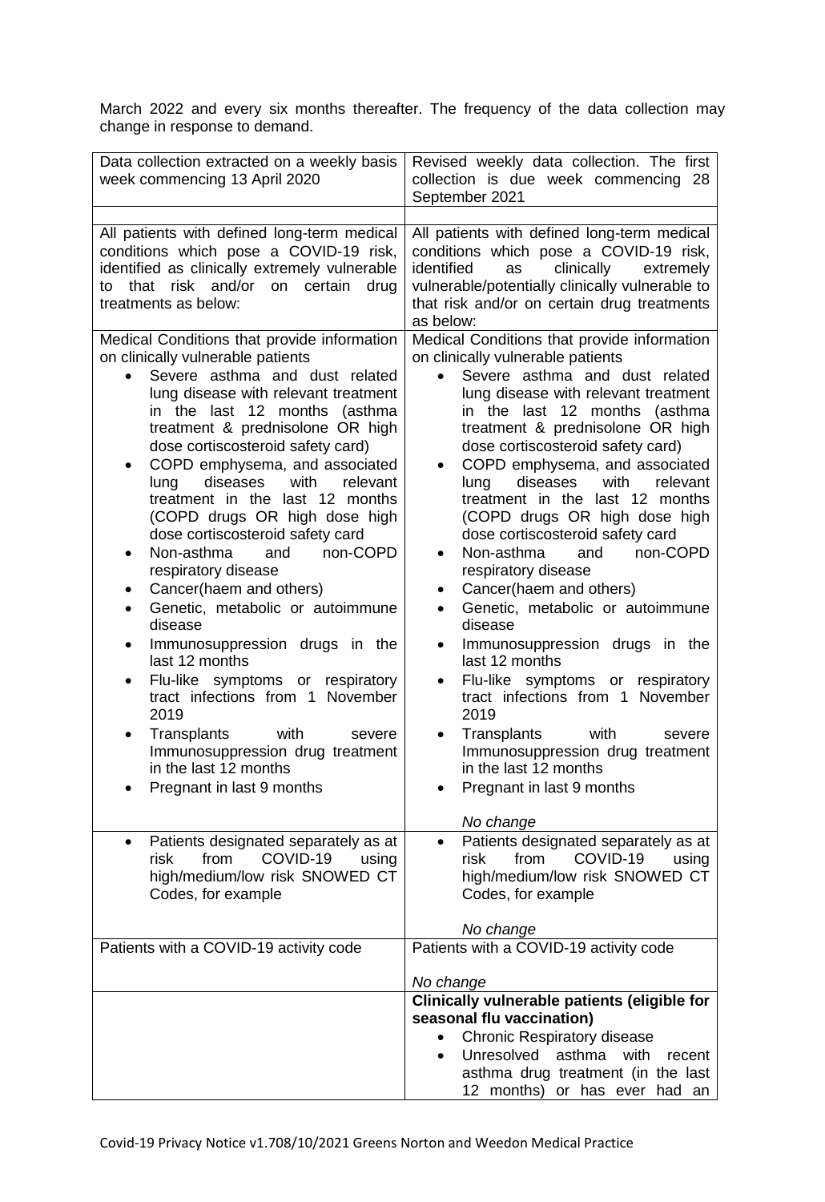March 2022 and every six months thereafter. The frequency of the data collection may change in response to demand.

| Data collection extracted on a weekly basis week commencing 13 April 2020 | Revised weekly data collection. The first collection is due week commencing 28 September 2021 |
|---|---|
| | |
| All patients with defined long-term medical conditions which pose a COVID-19 risk, identified as clinically extremely vulnerable to that risk and/or on certain drug treatments as below: | All patients with defined long-term medical conditions which pose a COVID-19 risk, identified as clinically extremely vulnerable/potentially clinically vulnerable to that risk and/or on certain drug treatments as below: |
| Medical Conditions that provide information on clinically vulnerable patients<br>• Severe asthma and dust related lung disease with relevant treatment in the last 12 months (asthma treatment & prednisolone OR high dose cortiscosteroid safety card)<br>• COPD emphysema, and associated lung diseases with relevant treatment in the last 12 months (COPD drugs OR high dose high dose cortiscosteroid safety card<br>• Non-asthma and non-COPD respiratory disease<br>• Cancer(haem and others)<br>• Genetic, metabolic or autoimmune disease<br>• Immunosuppression drugs in the last 12 months<br>• Flu-like symptoms or respiratory tract infections from 1 November 2019<br>• Transplants with severe Immunosuppression drug treatment in the last 12 months<br>• Pregnant in last 9 months | Medical Conditions that provide information on clinically vulnerable patients<br>• Severe asthma and dust related lung disease with relevant treatment in the last 12 months (asthma treatment & prednisolone OR high dose cortiscosteroid safety card)<br>• COPD emphysema, and associated lung diseases with relevant treatment in the last 12 months (COPD drugs OR high dose high dose cortiscosteroid safety card<br>• Non-asthma and non-COPD respiratory disease<br>• Cancer(haem and others)<br>• Genetic, metabolic or autoimmune disease<br>• Immunosuppression drugs in the last 12 months<br>• Flu-like symptoms or respiratory tract infections from 1 November 2019<br>• Transplants with severe Immunosuppression drug treatment in the last 12 months<br>• Pregnant in last 9 months<br><br>*No change* |
| • Patients designated separately as at risk from COVID-19 using high/medium/low risk SNOWED CT Codes, for example | • Patients designated separately as at risk from COVID-19 using high/medium/low risk SNOWED CT Codes, for example<br><br>*No change* |
| Patients with a COVID-19 activity code | Patients with a COVID-19 activity code<br><br>*No change* |
| | **Clinically vulnerable patients (eligible for seasonal flu vaccination)**<br>• Chronic Respiratory disease<br>• Unresolved asthma with recent asthma drug treatment (in the last 12 months) or has ever had an |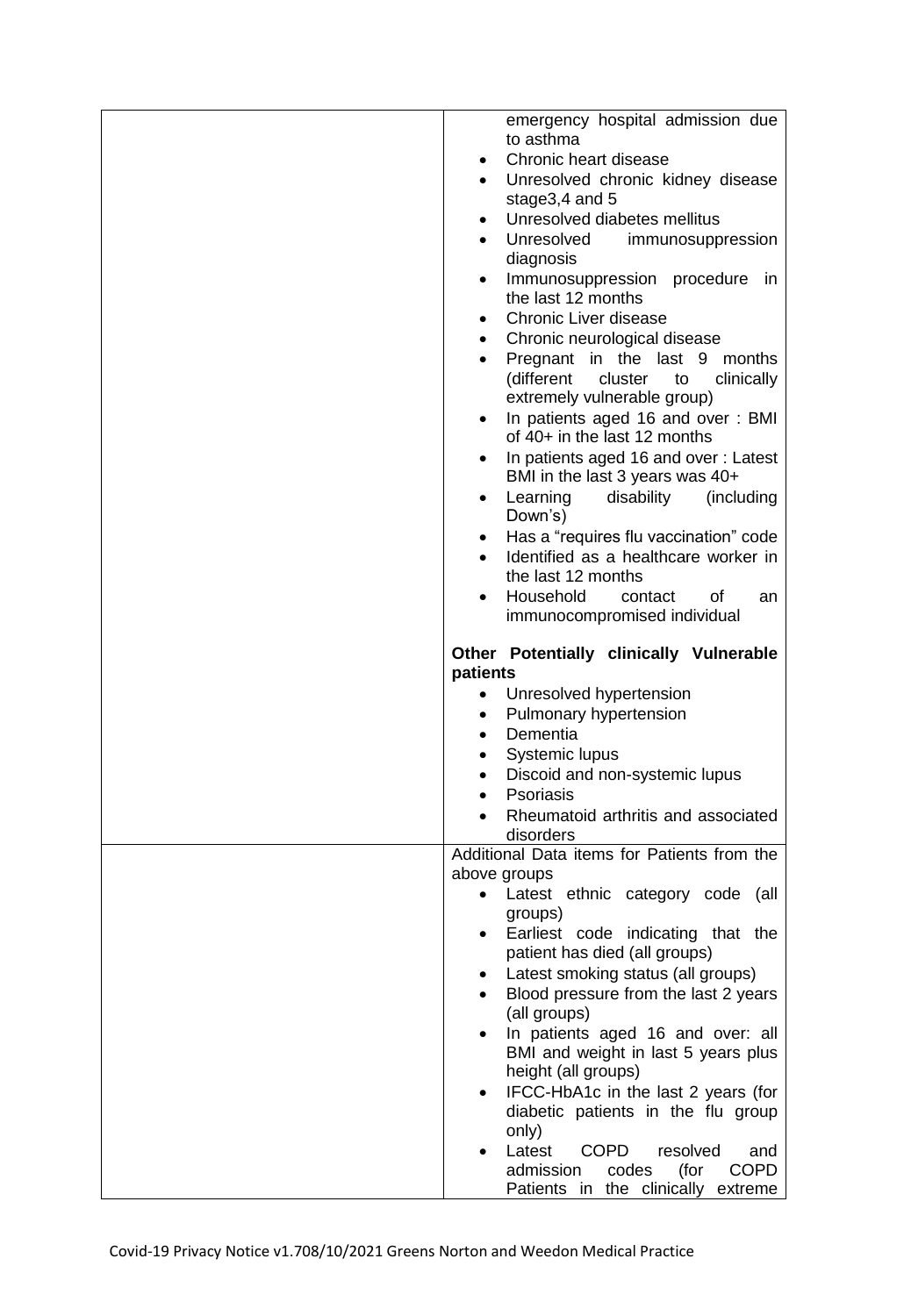| | |
|---|---|
| | emergency hospital admission due to asthma<br>• Chronic heart disease<br>• Unresolved chronic kidney disease stage3,4 and 5<br>• Unresolved diabetes mellitus<br>• Unresolved immunosuppression diagnosis<br>• Immunosuppression procedure in the last 12 months<br>• Chronic Liver disease<br>• Chronic neurological disease<br>• Pregnant in the last 9 months (different cluster to clinically extremely vulnerable group)<br>• In patients aged 16 and over : BMI of 40+ in the last 12 months<br>• In patients aged 16 and over : Latest BMI in the last 3 years was 40+<br>• Learning disability (including Down's)<br>• Has a "requires flu vaccination" code<br>• Identified as a healthcare worker in the last 12 months<br>• Household contact of an immunocompromised individual<br><br>**Other Potentially clinically Vulnerable patients**<br>• Unresolved hypertension<br>• Pulmonary hypertension<br>• Dementia<br>• Systemic lupus<br>• Discoid and non-systemic lupus<br>• Psoriasis<br>• Rheumatoid arthritis and associated disorders |
| | Additional Data items for Patients from the above groups<br>• Latest ethnic category code (all groups)<br>• Earliest code indicating that the patient has died (all groups)<br>• Latest smoking status (all groups)<br>• Blood pressure from the last 2 years (all groups)<br>• In patients aged 16 and over: all BMI and weight in last 5 years plus height (all groups)<br>• IFCC-HbA1c in the last 2 years (for diabetic patients in the flu group only)<br>• Latest COPD resolved and admission codes (for COPD Patients in the clinically extreme |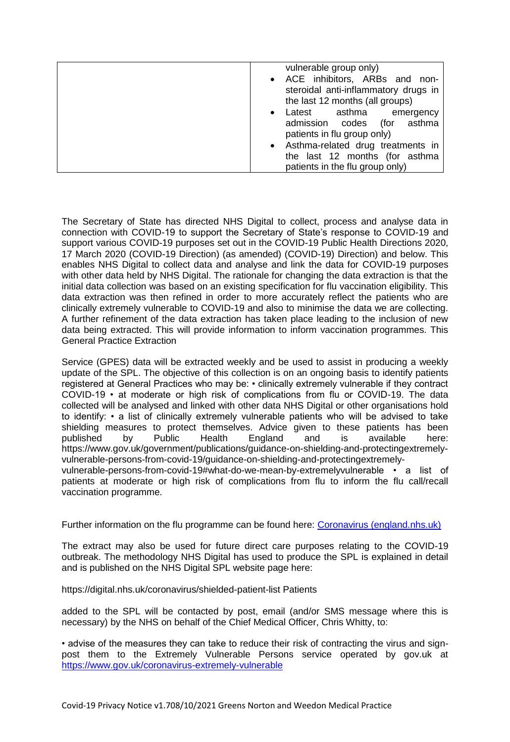| | vulnerable group only)<br>• ACE inhibitors, ARBs and non-steroidal anti-inflammatory drugs in the last 12 months (all groups)<br>• Latest asthma emergency admission codes (for asthma patients in flu group only)<br>• Asthma-related drug treatments in the last 12 months (for asthma patients in the flu group only) |
|---|---|

The Secretary of State has directed NHS Digital to collect, process and analyse data in connection with COVID-19 to support the Secretary of State's response to COVID-19 and support various COVID-19 purposes set out in the COVID-19 Public Health Directions 2020, 17 March 2020 (COVID-19 Direction) (as amended) (COVID-19) Direction) and below. This enables NHS Digital to collect data and analyse and link the data for COVID-19 purposes with other data held by NHS Digital. The rationale for changing the data extraction is that the initial data collection was based on an existing specification for flu vaccination eligibility. This data extraction was then refined in order to more accurately reflect the patients who are clinically extremely vulnerable to COVID-19 and also to minimise the data we are collecting. A further refinement of the data extraction has taken place leading to the inclusion of new data being extracted. This will provide information to inform vaccination programmes. This General Practice Extraction

Service (GPES) data will be extracted weekly and be used to assist in producing a weekly update of the SPL. The objective of this collection is on an ongoing basis to identify patients registered at General Practices who may be: • clinically extremely vulnerable if they contract COVID-19 • at moderate or high risk of complications from flu or COVID-19. The data collected will be analysed and linked with other data NHS Digital or other organisations hold to identify: • a list of clinically extremely vulnerable patients who will be advised to take shielding measures to protect themselves. Advice given to these patients has been published by Public Health England and is available here: https://www.gov.uk/government/publications/guidance-on-shielding-and-protectingextremely-vulnerable-persons-from-covid-19/guidance-on-shielding-and-protectingextremely-vulnerable-persons-from-covid-19#what-do-we-mean-by-extremelyvulnerable • a list of patients at moderate or high risk of complications from flu to inform the flu call/recall vaccination programme.

Further information on the flu programme can be found here: [Coronavirus (england.nhs.uk)](Coronavirus (england.nhs.uk))

The extract may also be used for future direct care purposes relating to the COVID-19 outbreak. The methodology NHS Digital has used to produce the SPL is explained in detail and is published on the NHS Digital SPL website page here:

https://digital.nhs.uk/coronavirus/shielded-patient-list Patients

added to the SPL will be contacted by post, email (and/or SMS message where this is necessary) by the NHS on behalf of the Chief Medical Officer, Chris Whitty, to:

• advise of the measures they can take to reduce their risk of contracting the virus and sign-post them to the Extremely Vulnerable Persons service operated by gov.uk at https://www.gov.uk/coronavirus-extremely-vulnerable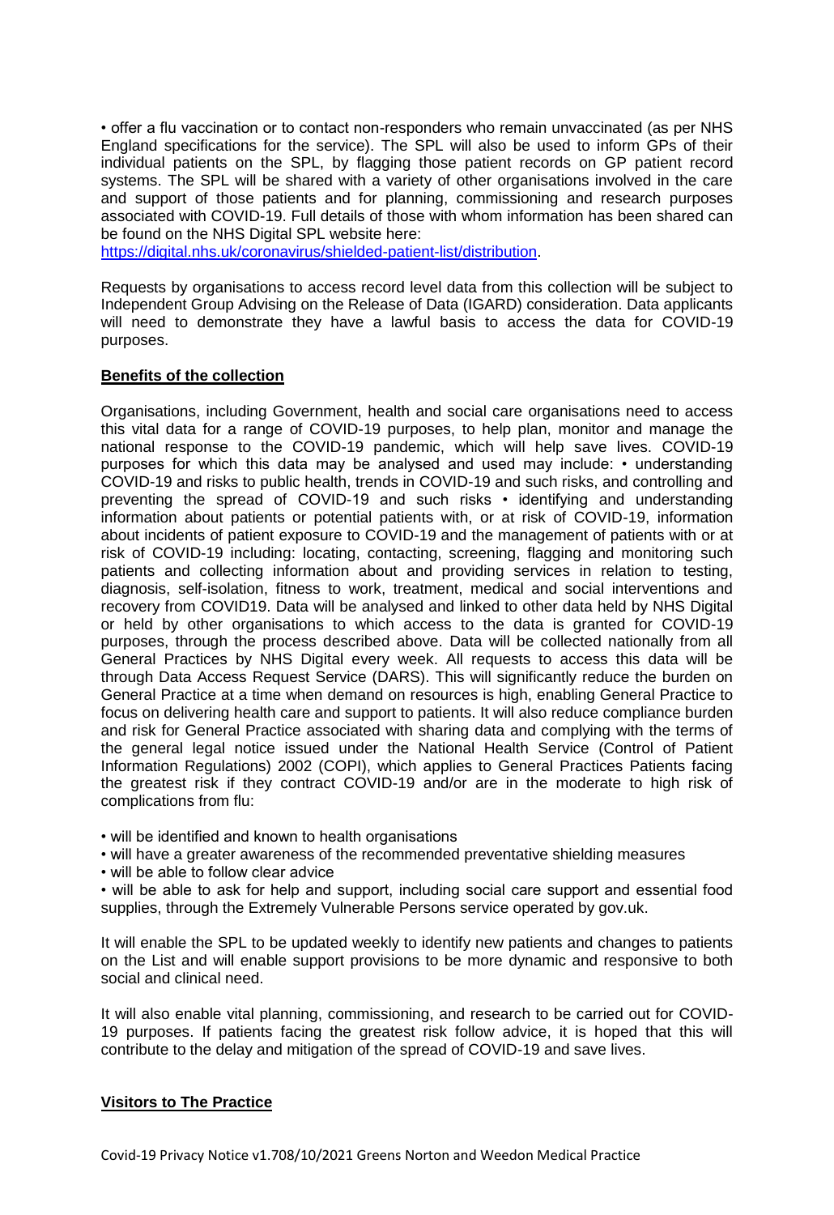• offer a flu vaccination or to contact non-responders who remain unvaccinated (as per NHS England specifications for the service). The SPL will also be used to inform GPs of their individual patients on the SPL, by flagging those patient records on GP patient record systems. The SPL will be shared with a variety of other organisations involved in the care and support of those patients and for planning, commissioning and research purposes associated with COVID-19. Full details of those with whom information has been shared can be found on the NHS Digital SPL website here: https://digital.nhs.uk/coronavirus/shielded-patient-list/distribution.

Requests by organisations to access record level data from this collection will be subject to Independent Group Advising on the Release of Data (IGARD) consideration. Data applicants will need to demonstrate they have a lawful basis to access the data for COVID-19 purposes.

**Benefits of the collection**

Organisations, including Government, health and social care organisations need to access this vital data for a range of COVID-19 purposes, to help plan, monitor and manage the national response to the COVID-19 pandemic, which will help save lives. COVID-19 purposes for which this data may be analysed and used may include: • understanding COVID-19 and risks to public health, trends in COVID-19 and such risks, and controlling and preventing the spread of COVID-19 and such risks • identifying and understanding information about patients or potential patients with, or at risk of COVID-19, information about incidents of patient exposure to COVID-19 and the management of patients with or at risk of COVID-19 including: locating, contacting, screening, flagging and monitoring such patients and collecting information about and providing services in relation to testing, diagnosis, self-isolation, fitness to work, treatment, medical and social interventions and recovery from COVID19. Data will be analysed and linked to other data held by NHS Digital or held by other organisations to which access to the data is granted for COVID-19 purposes, through the process described above. Data will be collected nationally from all General Practices by NHS Digital every week. All requests to access this data will be through Data Access Request Service (DARS). This will significantly reduce the burden on General Practice at a time when demand on resources is high, enabling General Practice to focus on delivering health care and support to patients. It will also reduce compliance burden and risk for General Practice associated with sharing data and complying with the terms of the general legal notice issued under the National Health Service (Control of Patient Information Regulations) 2002 (COPI), which applies to General Practices Patients facing the greatest risk if they contract COVID-19 and/or are in the moderate to high risk of complications from flu:

• will be identified and known to health organisations
• will have a greater awareness of the recommended preventative shielding measures
• will be able to follow clear advice
• will be able to ask for help and support, including social care support and essential food supplies, through the Extremely Vulnerable Persons service operated by gov.uk.

It will enable the SPL to be updated weekly to identify new patients and changes to patients on the List and will enable support provisions to be more dynamic and responsive to both social and clinical need.

It will also enable vital planning, commissioning, and research to be carried out for COVID-19 purposes. If patients facing the greatest risk follow advice, it is hoped that this will contribute to the delay and mitigation of the spread of COVID-19 and save lives.

**Visitors to The Practice**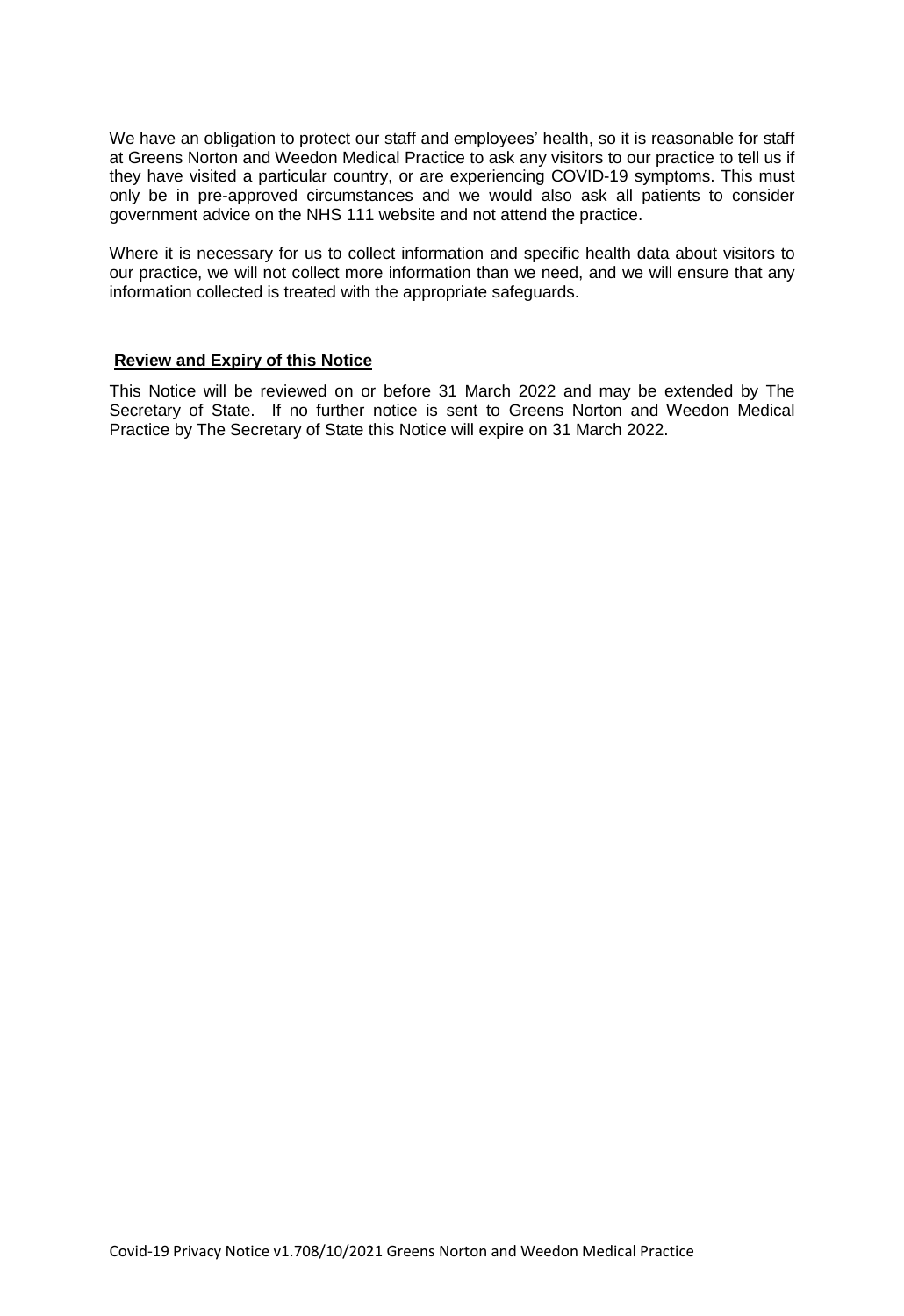We have an obligation to protect our staff and employees' health, so it is reasonable for staff at Greens Norton and Weedon Medical Practice to ask any visitors to our practice to tell us if they have visited a particular country, or are experiencing COVID-19 symptoms. This must only be in pre-approved circumstances and we would also ask all patients to consider government advice on the NHS 111 website and not attend the practice.

Where it is necessary for us to collect information and specific health data about visitors to our practice, we will not collect more information than we need, and we will ensure that any information collected is treated with the appropriate safeguards.

**Review and Expiry of this Notice**

This Notice will be reviewed on or before 31 March 2022 and may be extended by The Secretary of State. If no further notice is sent to Greens Norton and Weedon Medical Practice by The Secretary of State this Notice will expire on 31 March 2022.